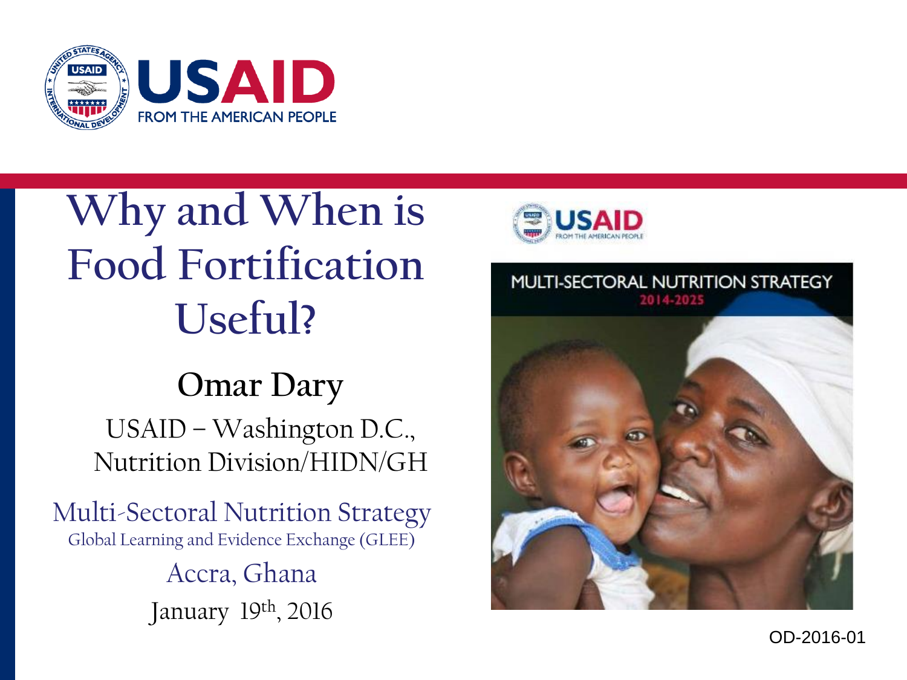USAID
FROM THE AMERICAN PEOPLE

# Why and When is Food Fortification Useful?

**Omar Dary**

USAID – Washington D.C.,
Nutrition Division/HIDN/GH

Multi-Sectoral Nutrition Strategy
Global Learning and Evidence Exchange (GLEE)

Accra, Ghana

January 19th, 2016

USAID
FROM THE AMERICAN PEOPLE

MULTI-SECTORAL NUTRITION STRATEGY
2014-2025

OD-2016-01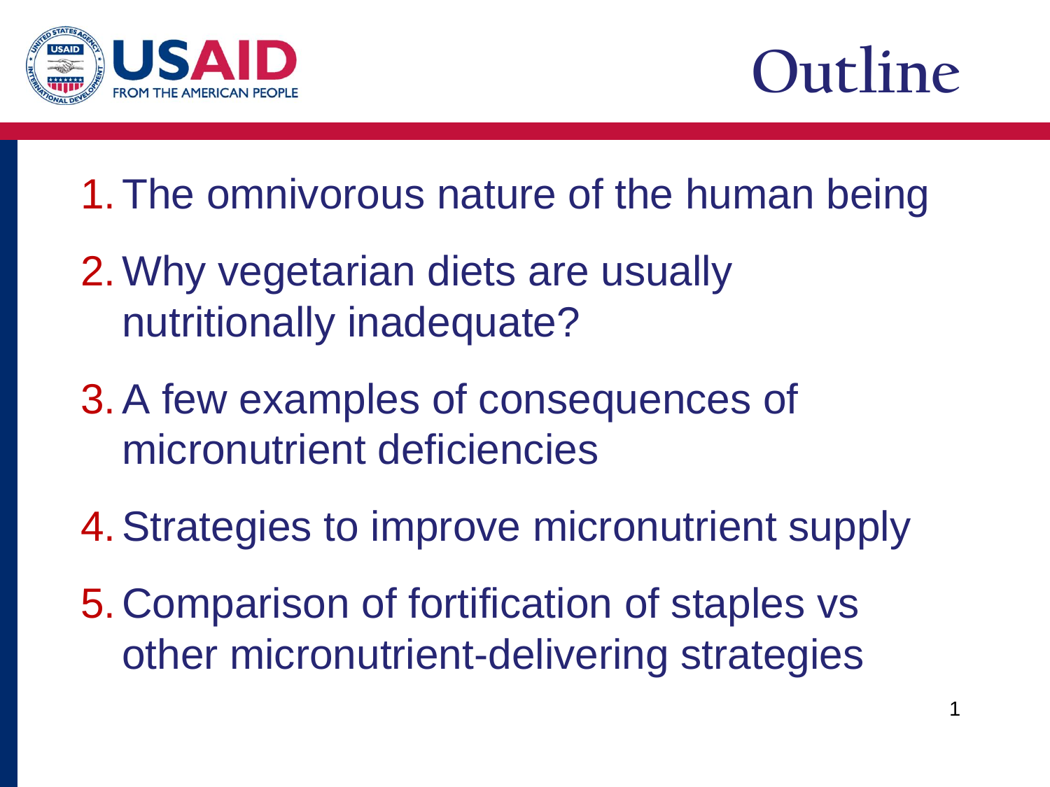# Outline

1. The omnivorous nature of the human being
2. Why vegetarian diets are usually nutritionally inadequate?
3. A few examples of consequences of micronutrient deficiencies
4. Strategies to improve micronutrient supply
5. Comparison of fortification of staples vs other micronutrient-delivering strategies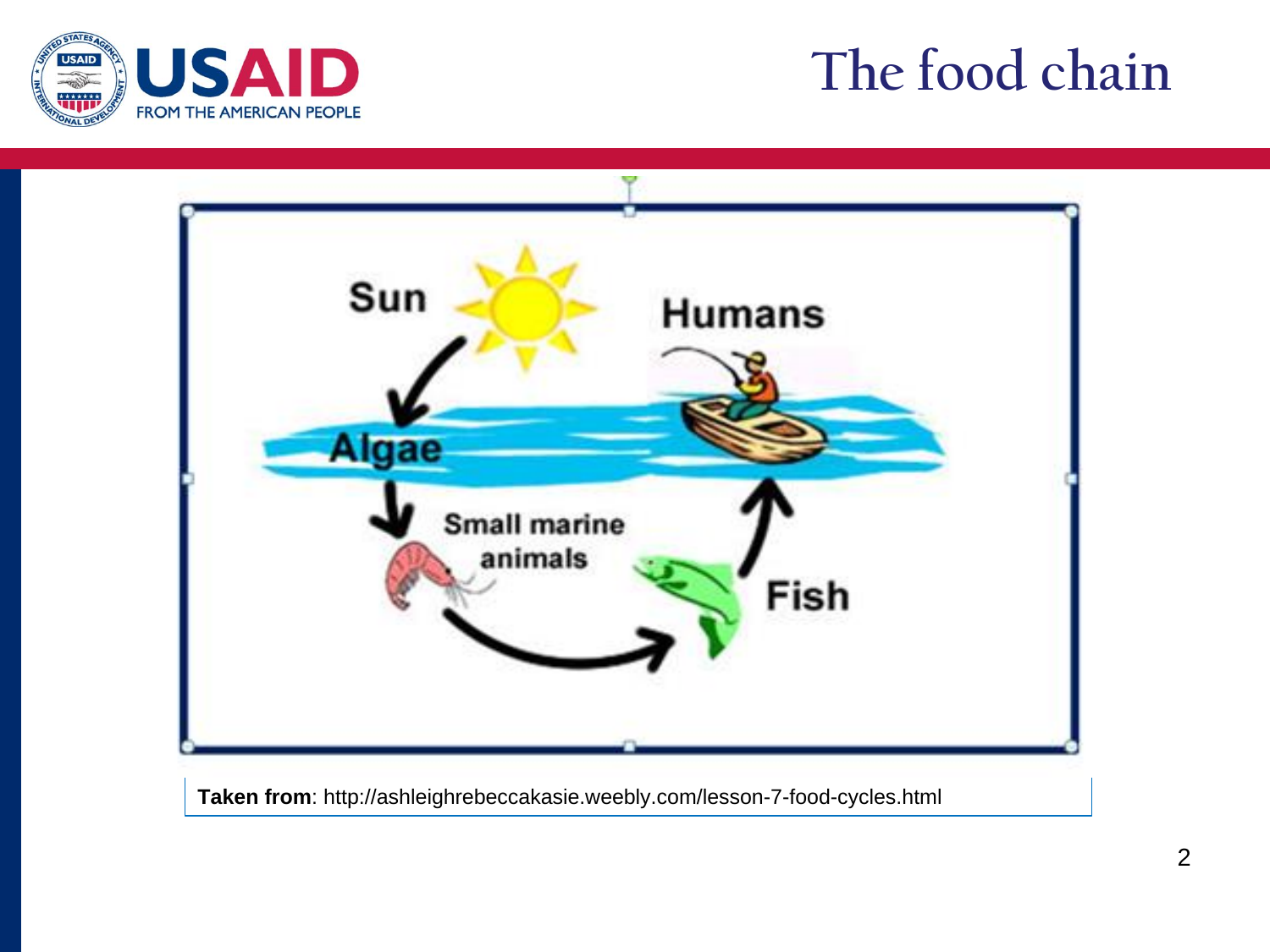# The food chain

Sun

Humans

Algae

Small marine animals

Fish

**Taken from**: http://ashleighrebeccakasie.weebly.com/lesson-7-food-cycles.html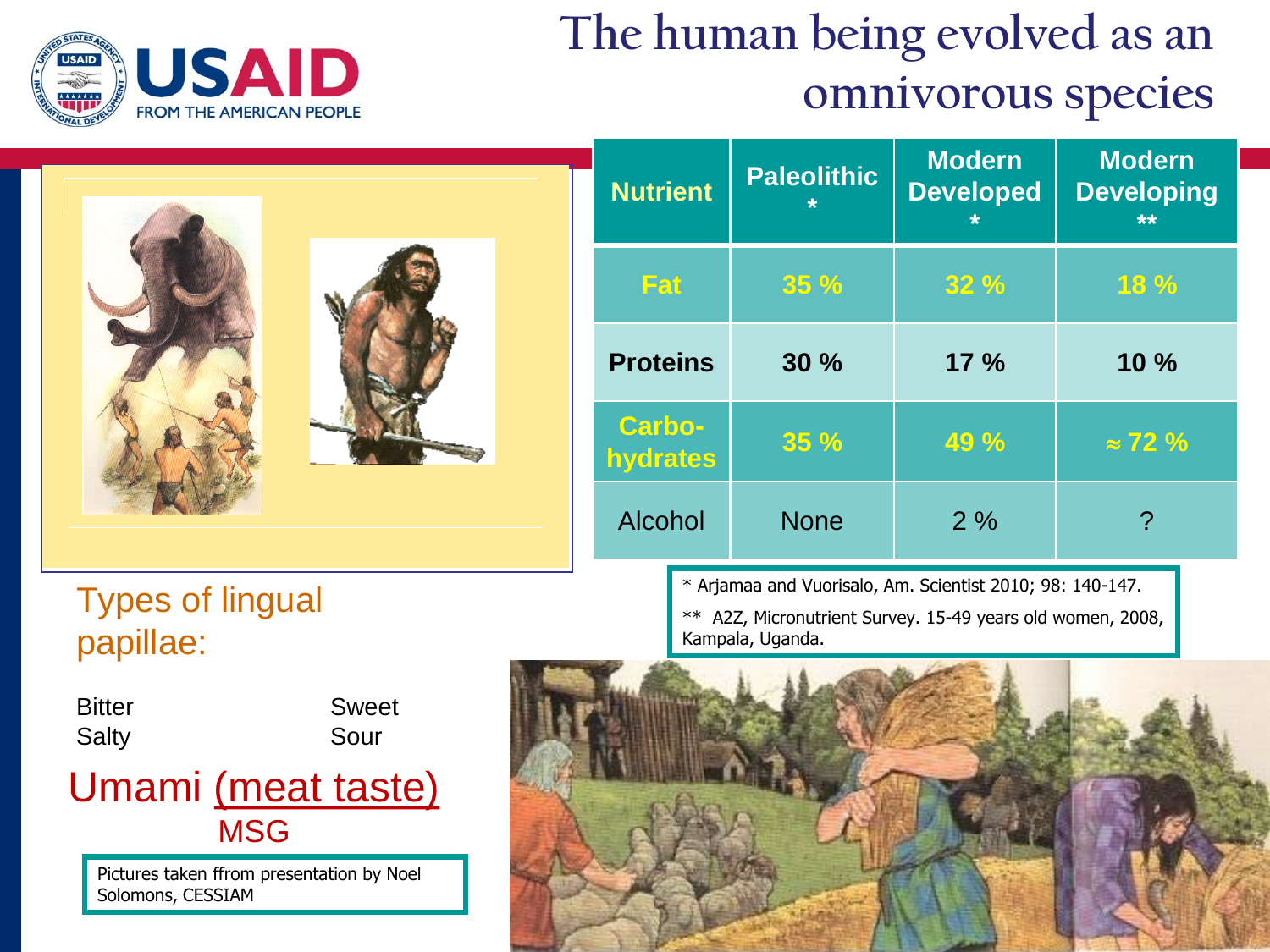# The human being evolved as an omnivorous species

| Nutrient | Paleolithic * | Modern Developed * | Modern Developing ** |
|---|---|---|---|
| Fat | 35 % | 32 % | 18 % |
| Proteins | 30 % | 17 % | 10 % |
| Carbo-hydrates | 35 % | 49 % | ≈ 72 % |
| Alcohol | None | 2 % | ? |

\* Arjamaa and Vuorisalo, Am. Scientist 2010; 98: 140-147.

\** A2Z, Micronutrient Survey. 15-49 years old women, 2008, Kampala, Uganda.

Types of lingual papillae:

| | |
|---|---|
| Bitter | Sweet |
| Salty | Sour |

Umami (meat taste)
MSG

Pictures taken ffrom presentation by Noel Solomons, CESSIAM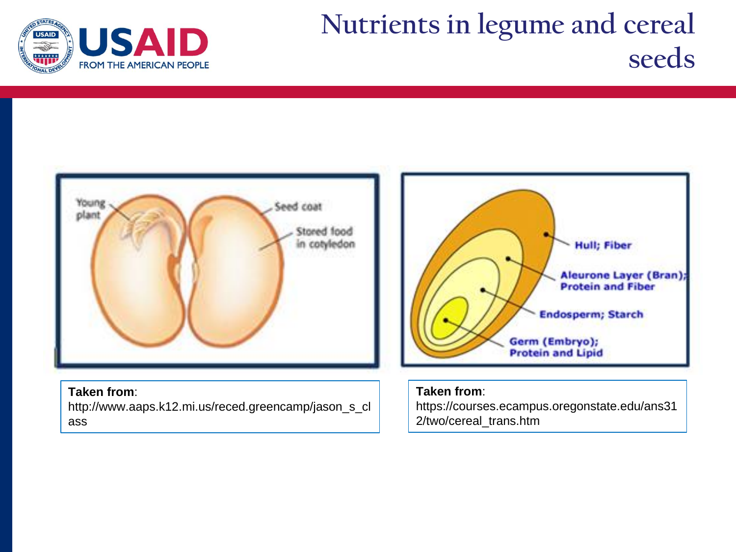# Nutrients in legume and cereal seeds

Young plant

Seed coat

Stored food in cotyledon

Hull; Fiber

Aleurone Layer (Bran); Protein and Fiber

Endosperm; Starch

Germ (Embryo); Protein and Lipid

**Taken from**: http://www.aaps.k12.mi.us/reced.greencamp/jason_s_class

**Taken from**: https://courses.ecampus.oregonstate.edu/ans312/two/cereal_trans.htm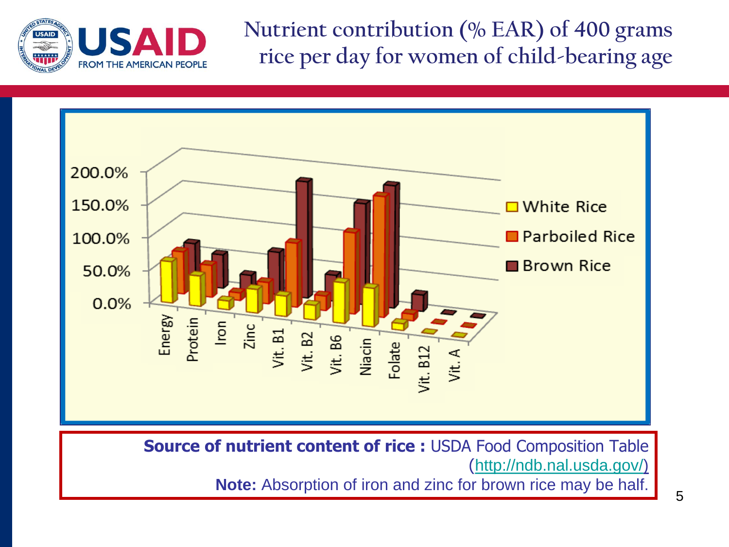# Nutrient contribution (% EAR) of 400 grams rice per day for women of child-bearing age

**Source of nutrient content of rice :** USDA Food Composition Table (http://ndb.nal.usda.gov/)

**Note:** Absorption of iron and zinc for brown rice may be half.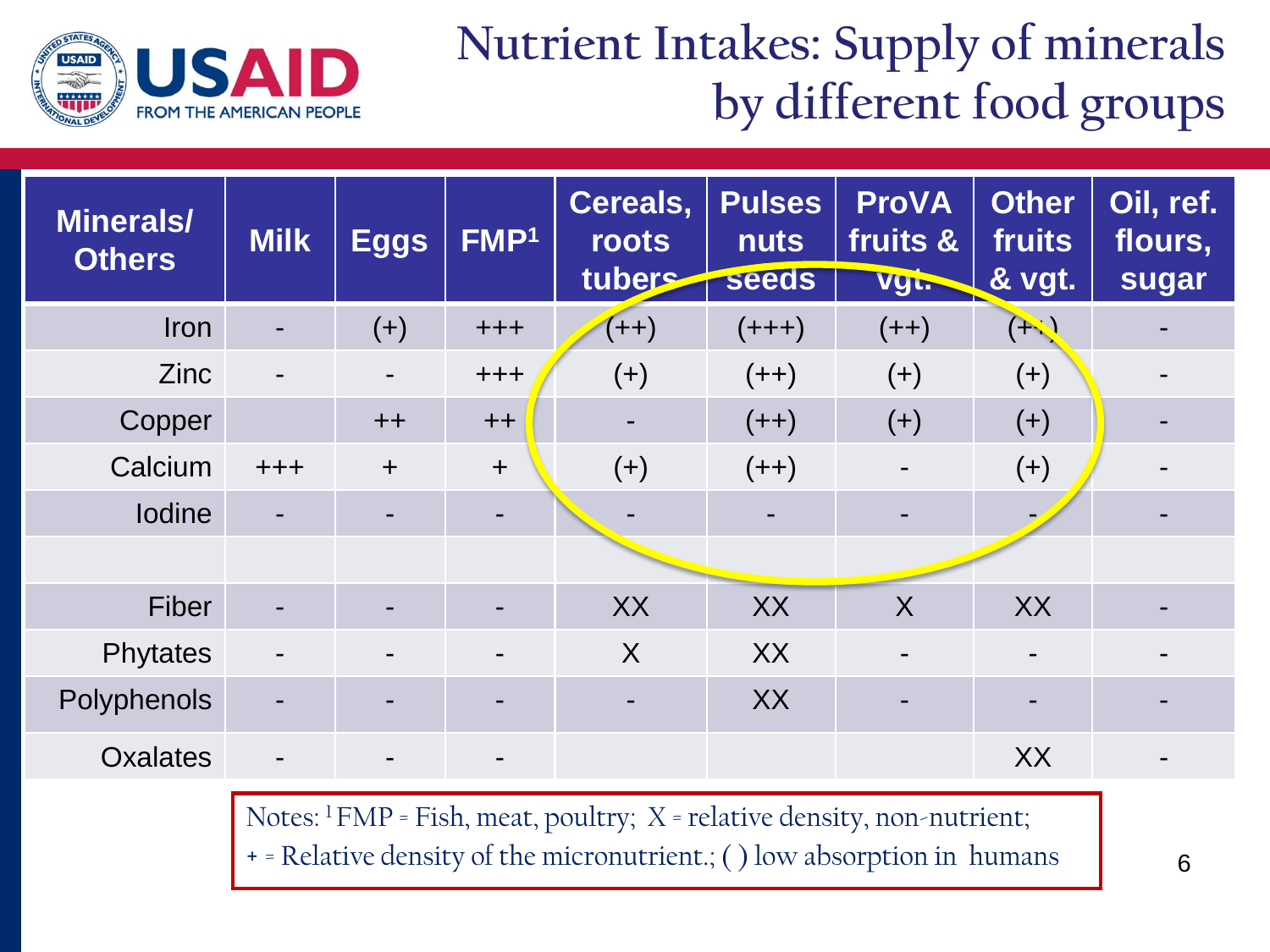# Nutrient Intakes: Supply of minerals by different food groups

| Minerals/ Others | Milk | Eggs | FMP[1] | Cereals, roots tubers | Pulses nuts seeds | ProVA fruits & vgt. | Other fruits & vgt. | Oil, ref. flours, sugar |
|---|---|---|---|---|---|---|---|---|
| Iron | - | (+) | +++ | (++) | (+++) | (++) | (++) | - |
| Zinc | - | - | +++ | (+) | (++) | (+) | (+) | - |
| Copper | | ++ | ++ | - | (++) | (+) | (+) | - |
| Calcium | +++ | + | + | (+) | (++) | - | (+) | - |
| Iodine | - | - | - | - | - | - | - | - |
| | | | | | | | | |
| Fiber | - | - | - | XX | XX | X | XX | - |
| Phytates | - | - | - | X | XX | - | - | - |
| Polyphenols | - | - | - | - | XX | - | - | - |
| Oxalates | - | - | - | | | | XX | - |

Notes: [1] FMP = Fish, meat, poultry; X = relative density, non-nutrient; + = Relative density of the micronutrient.; ( ) low absorption in humans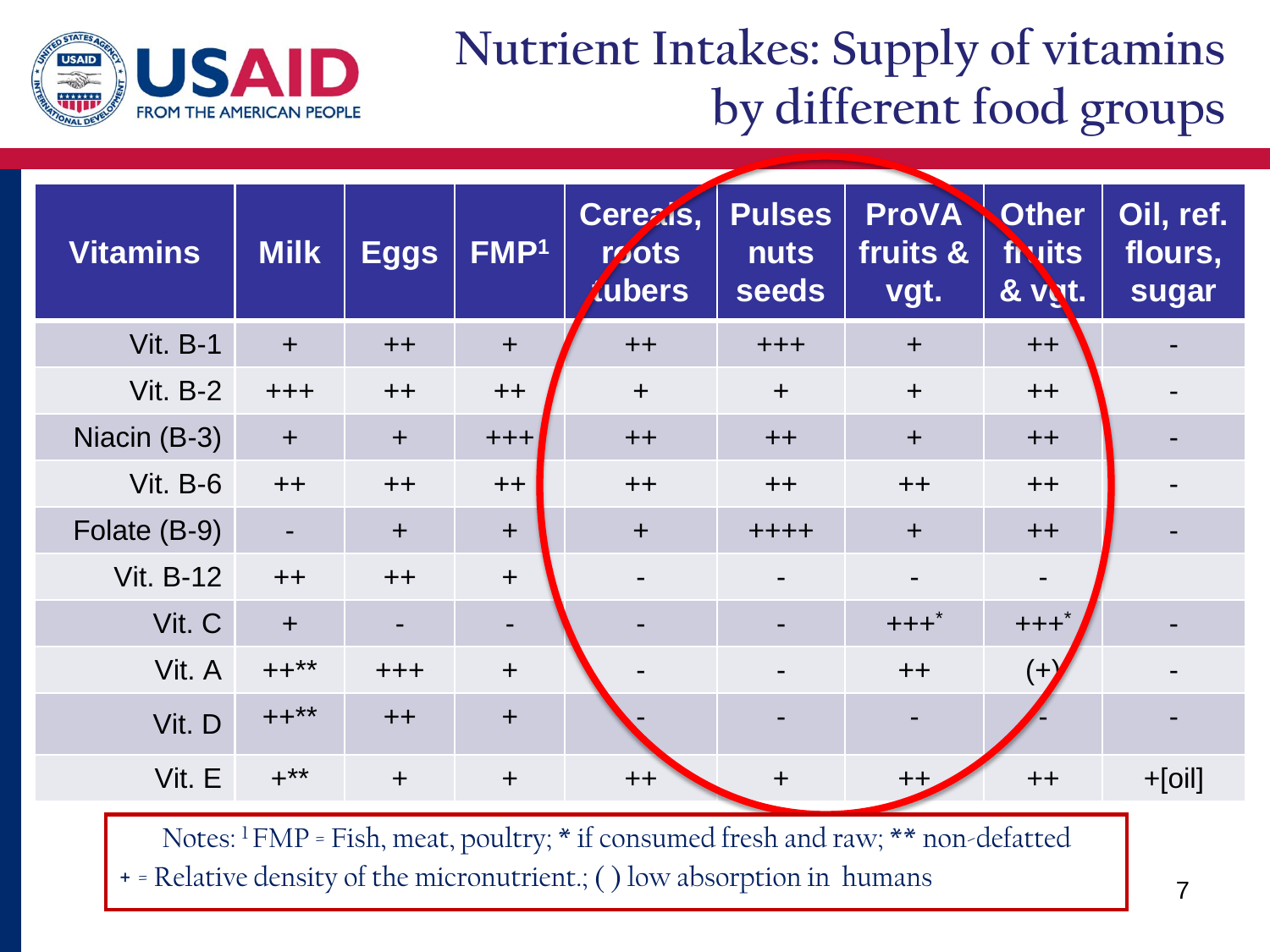# Nutrient Intakes: Supply of vitamins by different food groups

| Vitamins | Milk | Eggs | FMP[1] | Cereals, roots tubers | Pulses nuts seeds | ProVA fruits & vgt. | Other fruits & vgt. | Oil, ref. flours, sugar |
|---|---|---|---|---|---|---|---|---|
| Vit. B-1 | + | ++ | + | ++ | +++ | + | ++ | - |
| Vit. B-2 | +++ | ++ | ++ | + | + | + | ++ | - |
| Niacin (B-3) | + | + | +++ | ++ | ++ | + | ++ | - |
| Vit. B-6 | ++ | ++ | ++ | ++ | ++ | ++ | ++ | - |
| Folate (B-9) | - | + | + | + | ++++ | + | ++ | - |
| Vit. B-12 | ++ | ++ | + | - | - | - | - | |
| Vit. C | + | - | - | - | - | +++* | +++* | - |
| Vit. A | ++** | +++ | + | - | - | ++ | (+) | - |
| Vit. D | ++** | ++ | + | - | - | - | - | - |
| Vit. E | +** | + | + | ++ | + | ++ | ++ | +[oil] |

Notes: [1] FMP = Fish, meat, poultry; * if consumed fresh and raw; ** non-defatted
+ = Relative density of the micronutrient.; ( ) low absorption in humans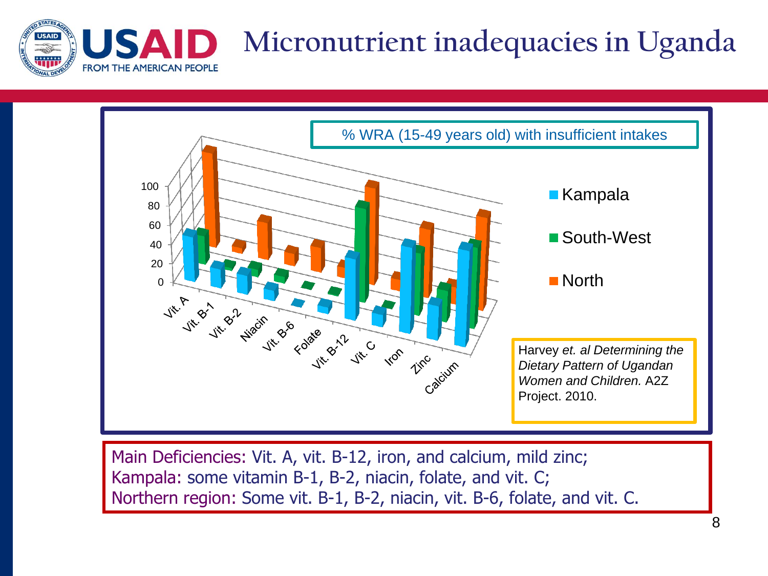# Micronutrient inadequacies in Uganda

% WRA (15-49 years old) with insufficient intakes

Harvey *et. al Determining the Dietary Pattern of Ugandan Women and Children.* A2Z Project. 2010.

Main Deficiencies: Vit. A, vit. B-12, iron, and calcium, mild zinc;
Kampala: some vitamin B-1, B-2, niacin, folate, and vit. C;
Northern region: Some vit. B-1, B-2, niacin, vit. B-6, folate, and vit. C.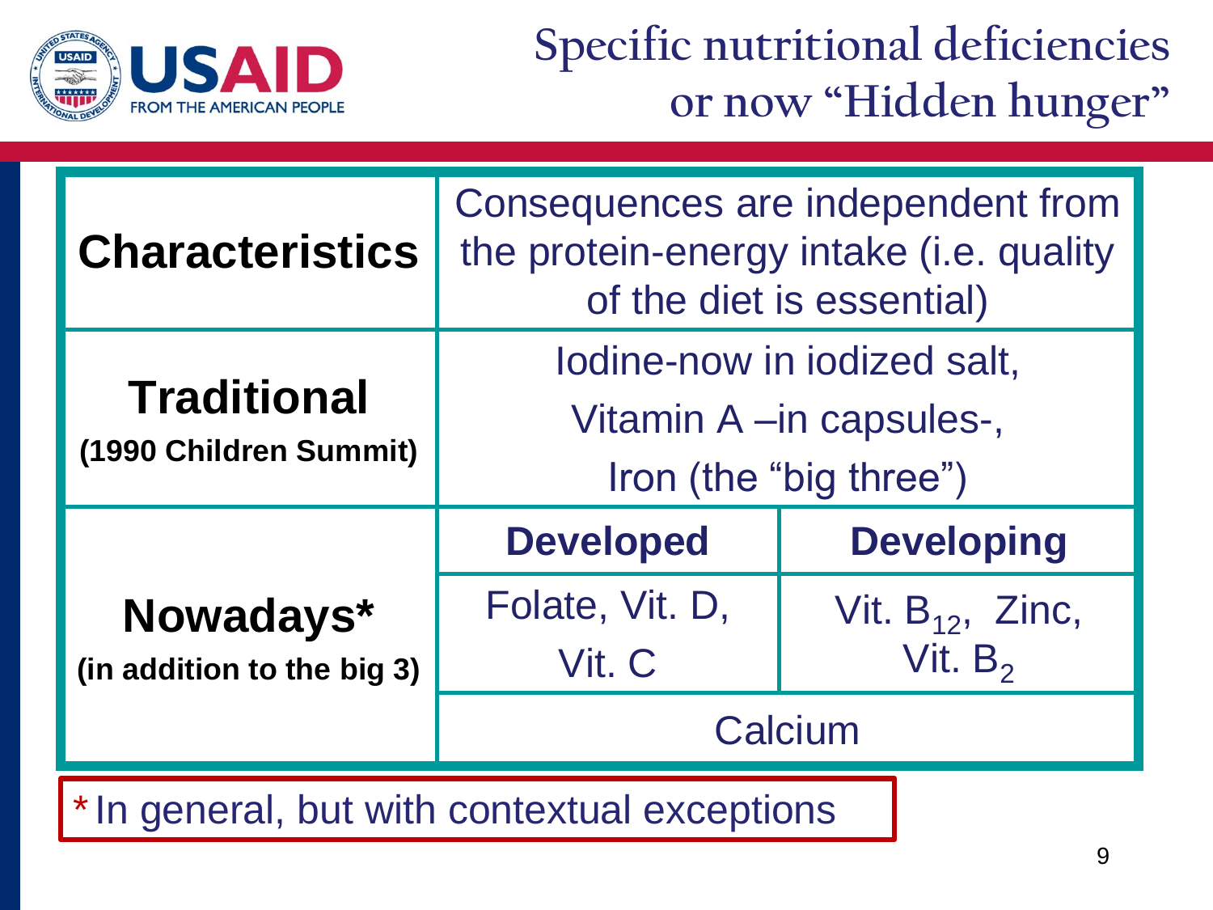# Specific nutritional deficiencies or now "Hidden hunger"

| **Characteristics** | Consequences are independent from the protein-energy intake (i.e. quality of the diet is essential) | |
|---|---|---|
| **Traditional** **(1990 Children Summit)** | Iodine-now in iodized salt, Vitamin A –in capsules-, Iron (the "big three") | |
| **Nowadays*** **(in addition to the big 3)** | **Developed** | **Developing** |
| | Folate, Vit. D, Vit. C | Vit. $B_{12}$, Zinc, Vit. $B_2$ |
| | Calcium | |

*In general, but with contextual exceptions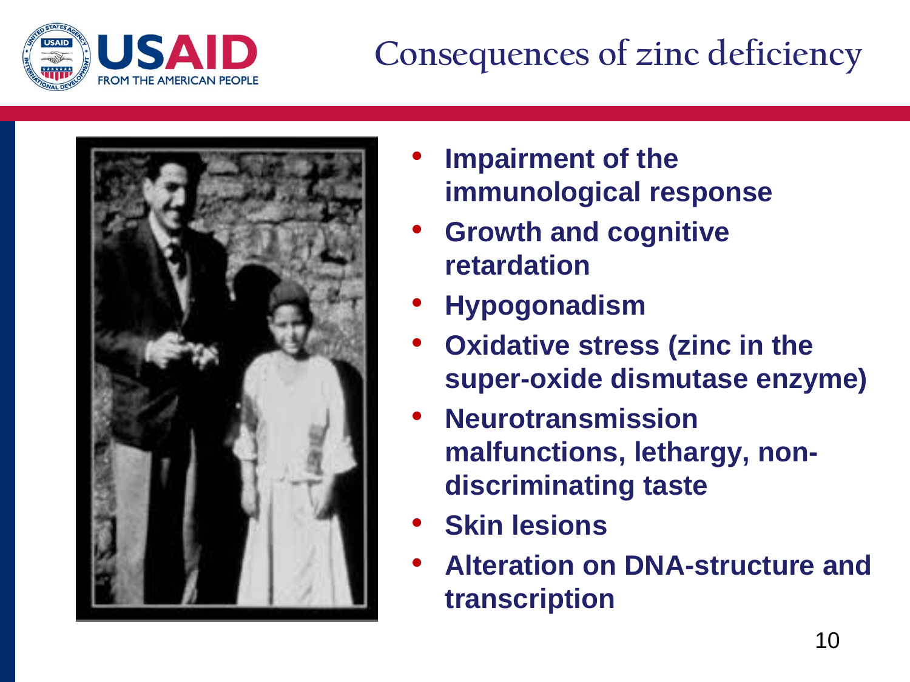# Consequences of zinc deficiency

- **Impairment of the immunological response**
- **Growth and cognitive retardation**
- **Hypogonadism**
- **Oxidative stress (zinc in the super-oxide dismutase enzyme)**
- **Neurotransmission malfunctions, lethargy, non-discriminating taste**
- **Skin lesions**
- **Alteration on DNA-structure and transcription**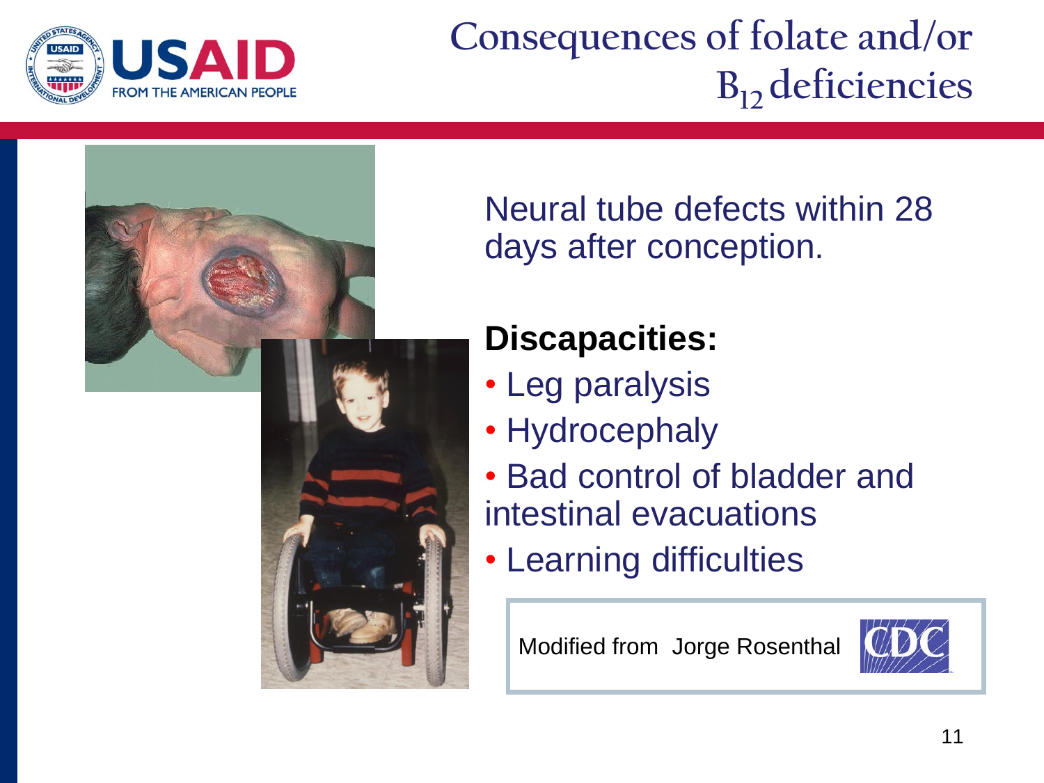# Consequences of folate and/or $B_{12}$ deficiencies

Neural tube defects within 28 days after conception.

**Discapacities:**

- Leg paralysis
- Hydrocephaly
- Bad control of bladder and intestinal evacuations
- Learning difficulties

Modified from Jorge Rosenthal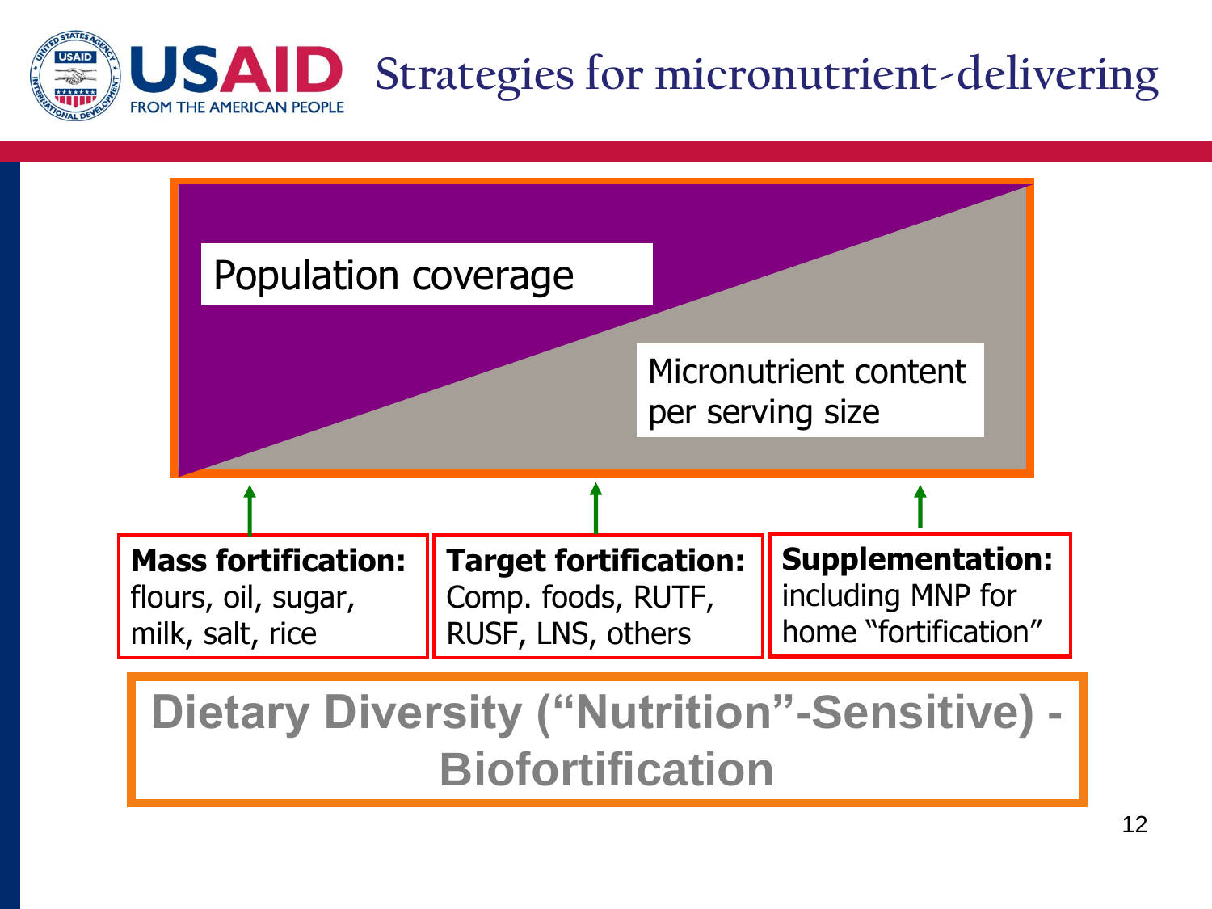# Strategies for micronutrient-delivering

Population coverage

Micronutrient content per serving size

**Mass fortification:** flours, oil, sugar, milk, salt, rice

**Target fortification:** Comp. foods, RUTF, RUSF, LNS, others

**Supplementation:** including MNP for home "fortification"

**Dietary Diversity ("Nutrition"-Sensitive) - Biofortification**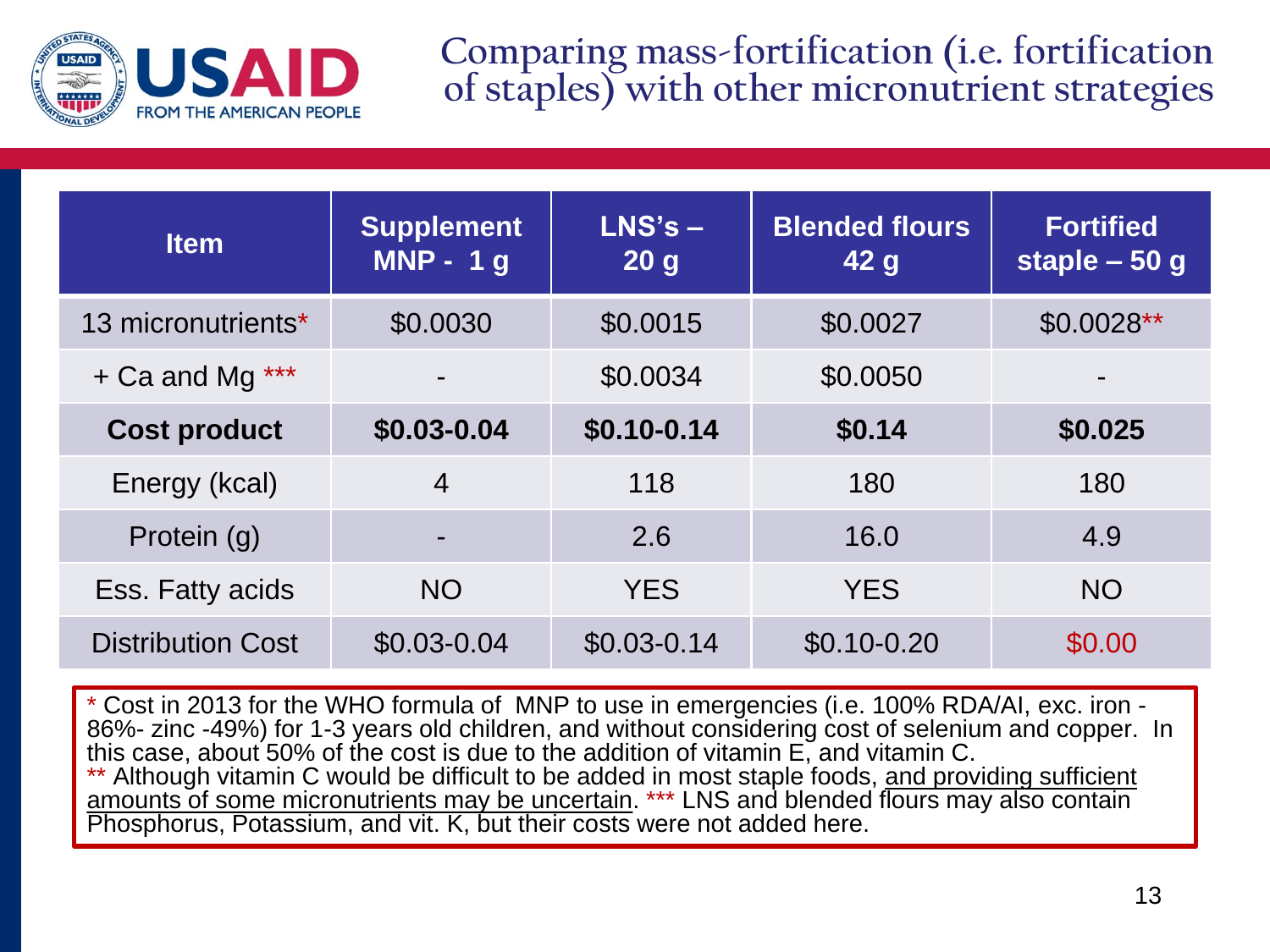# Comparing mass-fortification (i.e. fortification of staples) with other micronutrient strategies

| Item | Supplement MNP - 1 g | LNS's – 20 g | Blended flours 42 g | Fortified staple – 50 g |
|---|---|---|---|---|
| 13 micronutrients* | $0.0030 | $0.0015 | $0.0027 | $0.0028** |
| + Ca and Mg *** | - | $0.0034 | $0.0050 | - |
| **Cost product** | **$0.03-0.04** | **$0.10-0.14** | **$0.14** | **$0.025** |
| Energy (kcal) | 4 | 118 | 180 | 180 |
| Protein (g) | - | 2.6 | 16.0 | 4.9 |
| Ess. Fatty acids | NO | YES | YES | NO |
| Distribution Cost | $0.03-0.04 | $0.03-0.14 | $0.10-0.20 | $0.00 |

\* Cost in 2013 for the WHO formula of MNP to use in emergencies (i.e. 100% RDA/AI, exc. iron -86%- zinc -49%) for 1-3 years old children, and without considering cost of selenium and copper. In this case, about 50% of the cost is due to the addition of vitamin E, and vitamin C.
** Although vitamin C would be difficult to be added in most staple foods, <u>and providing sufficient amounts of some micronutrients may be uncertain</u>. *** LNS and blended flours may also contain Phosphorus, Potassium, and vit. K, but their costs were not added here.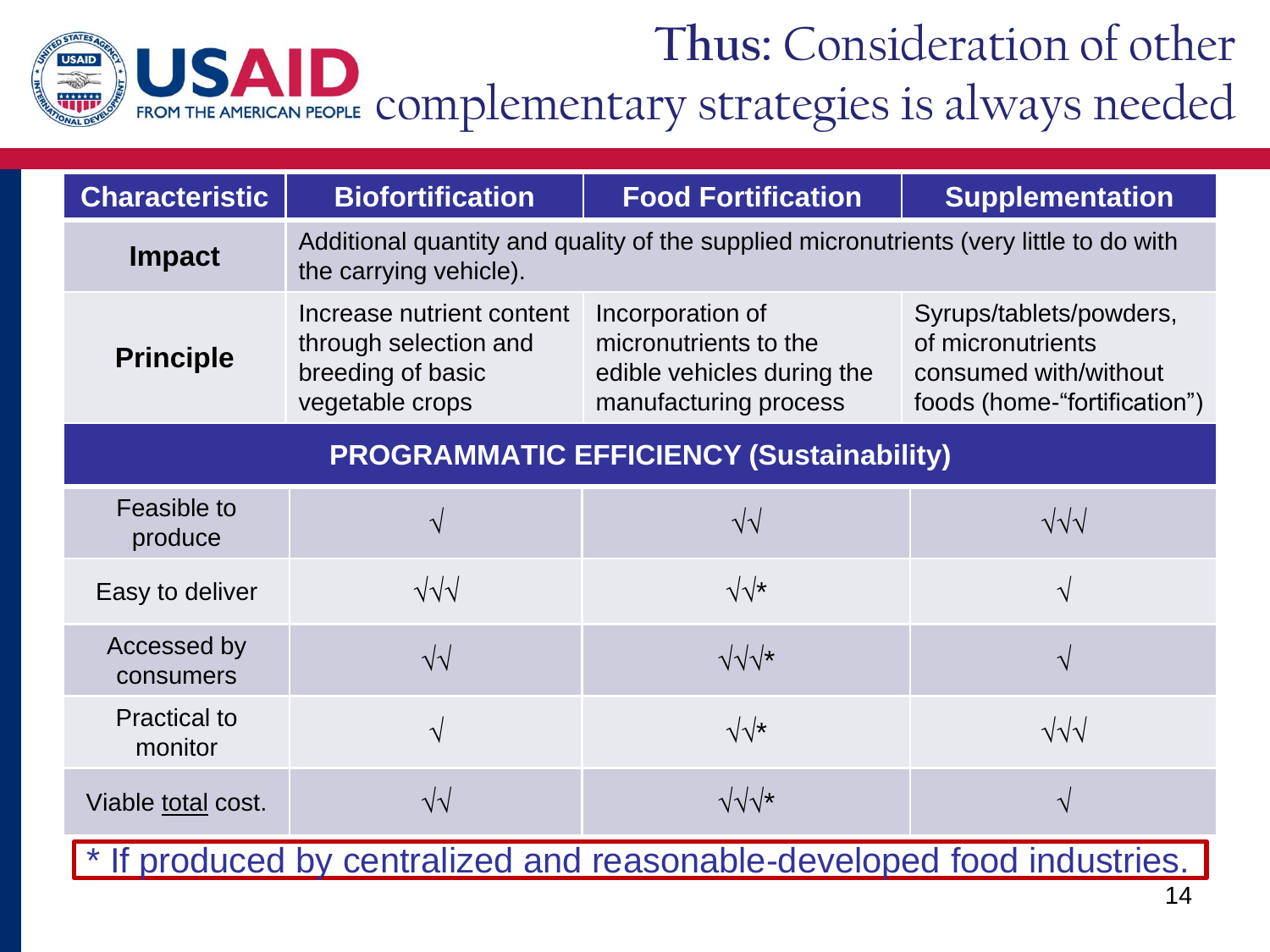# Thus: Consideration of other complementary strategies is always needed

| Characteristic | Biofortification | Food Fortification | Supplementation |
|---|---|---|---|
| **Impact** | Additional quantity and quality of the supplied micronutrients (very little to do with the carrying vehicle). | | |
| **Principle** | Increase nutrient content through selection and breeding of basic vegetable crops | Incorporation of micronutrients to the edible vehicles during the manufacturing process | Syrups/tablets/powders, of micronutrients consumed with/without foods (home-“fortification”) |
| **PROGRAMMATIC EFFICIENCY (Sustainability)** | | | |
| Feasible to produce | √ | √√ | √√√ |
| Easy to deliver | √√√ | √√* | √ |
| Accessed by consumers | √√ | √√√* | √ |
| Practical to monitor | √ | √√* | √√√ |
| Viable <u>total</u> cost. | √√ | √√√* | √ |

* If produced by centralized and reasonable-developed food industries.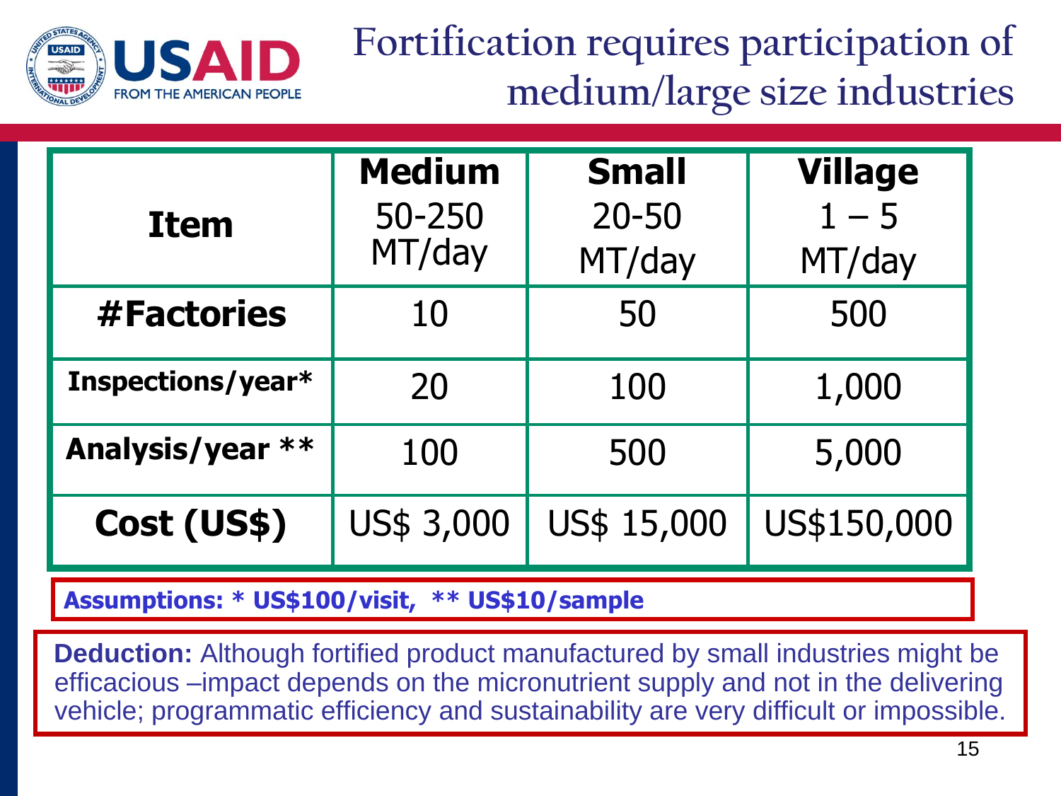# Fortification requires participation of medium/large size industries

| Item | Medium 50-250 MT/day | Small 20-50 MT/day | Village 1 – 5 MT/day |
|---|---|---|---|
| #Factories | 10 | 50 | 500 |
| Inspections/year* | 20 | 100 | 1,000 |
| Analysis/year ** | 100 | 500 | 5,000 |
| Cost (US$) | US$ 3,000 | US$ 15,000 | US$150,000 |

**Assumptions: * US$100/visit, ** US$10/sample**

**Deduction:** Although fortified product manufactured by small industries might be efficacious –impact depends on the micronutrient supply and not in the delivering vehicle; programmatic efficiency and sustainability are very difficult or impossible.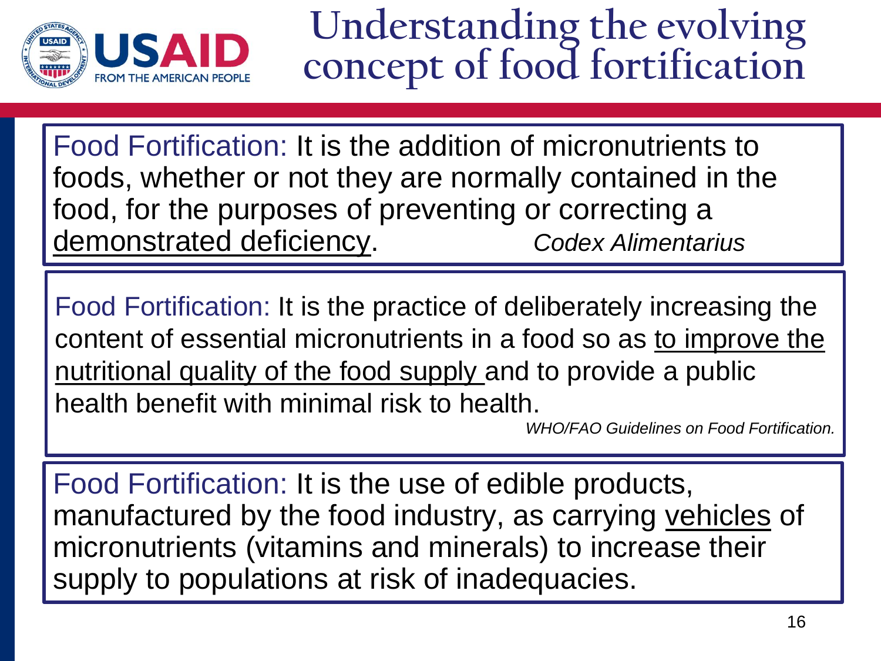# Understanding the evolving concept of food fortification

Food Fortification: It is the addition of micronutrients to foods, whether or not they are normally contained in the food, for the purposes of preventing or correcting a demonstrated deficiency. *Codex Alimentarius*

Food Fortification: It is the practice of deliberately increasing the content of essential micronutrients in a food so as to improve the nutritional quality of the food supply and to provide a public health benefit with minimal risk to health.

*WHO/FAO Guidelines on Food Fortification.*

Food Fortification: It is the use of edible products, manufactured by the food industry, as carrying vehicles of micronutrients (vitamins and minerals) to increase their supply to populations at risk of inadequacies.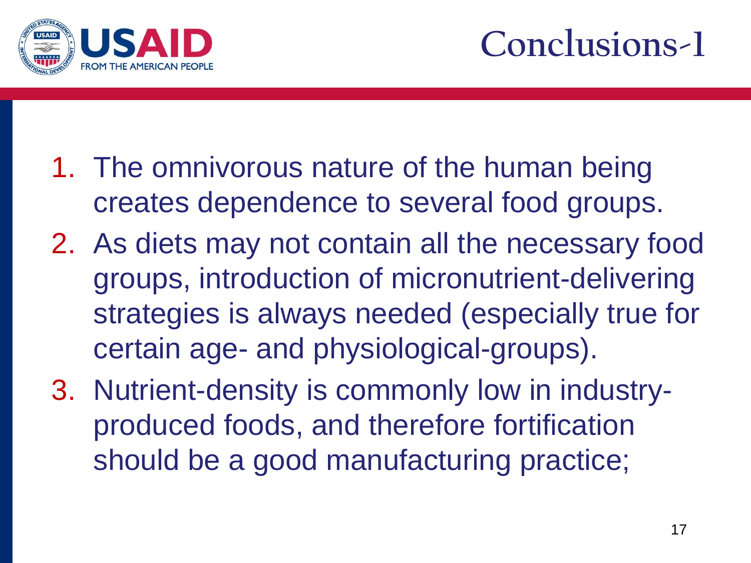# Conclusions-1

1. The omnivorous nature of the human being creates dependence to several food groups.
2. As diets may not contain all the necessary food groups, introduction of micronutrient-delivering strategies is always needed (especially true for certain age- and physiological-groups).
3. Nutrient-density is commonly low in industry-produced foods, and therefore fortification should be a good manufacturing practice;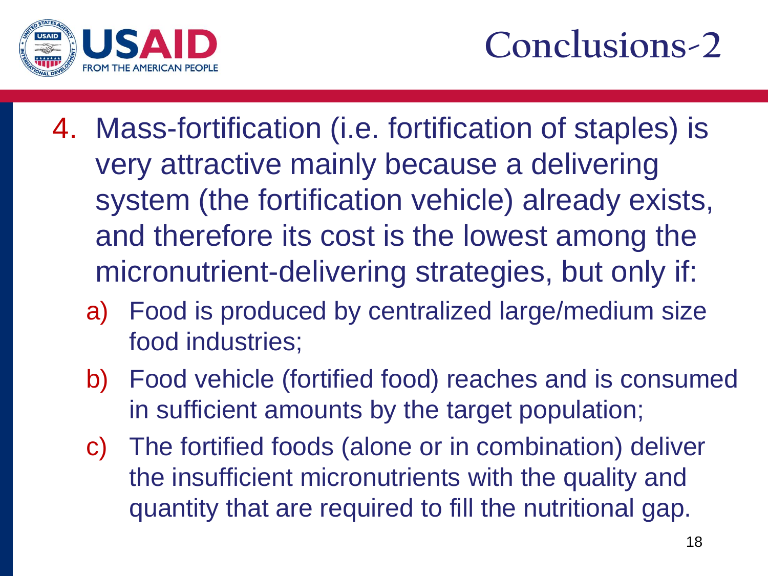# Conclusions-2

4. Mass-fortification (i.e. fortification of staples) is very attractive mainly because a delivering system (the fortification vehicle) already exists, and therefore its cost is the lowest among the micronutrient-delivering strategies, but only if:
   a) Food is produced by centralized large/medium size food industries;
   b) Food vehicle (fortified food) reaches and is consumed in sufficient amounts by the target population;
   c) The fortified foods (alone or in combination) deliver the insufficient micronutrients with the quality and quantity that are required to fill the nutritional gap.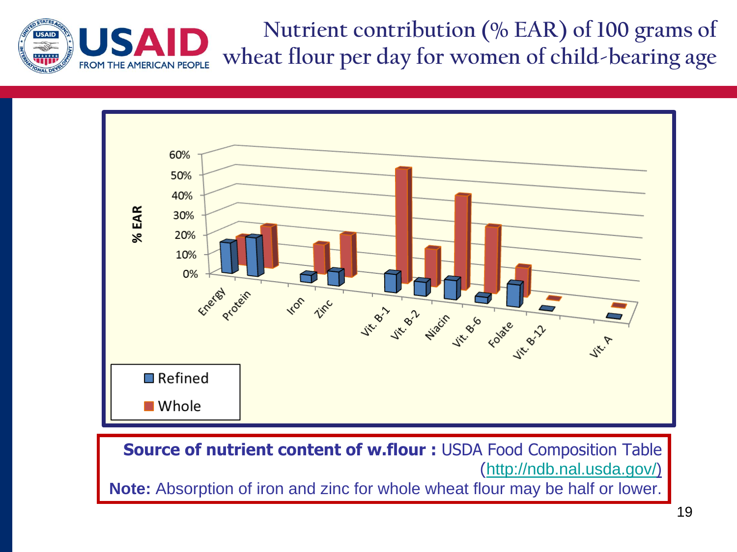# Nutrient contribution (% EAR) of 100 grams of wheat flour per day for women of child-bearing age

% EAR

60%
50%
40%
30%
20%
10%
0%

Energy, Protein, Iron, Zinc, Vit. B-1, Vit. B-2, Niacin, Vit. B-6, Folate, Vit. B-12, Vit. A

Refined
Whole

**Source of nutrient content of w.flour :** USDA Food Composition Table (http://ndb.nal.usda.gov/)

**Note:** Absorption of iron and zinc for whole wheat flour may be half or lower.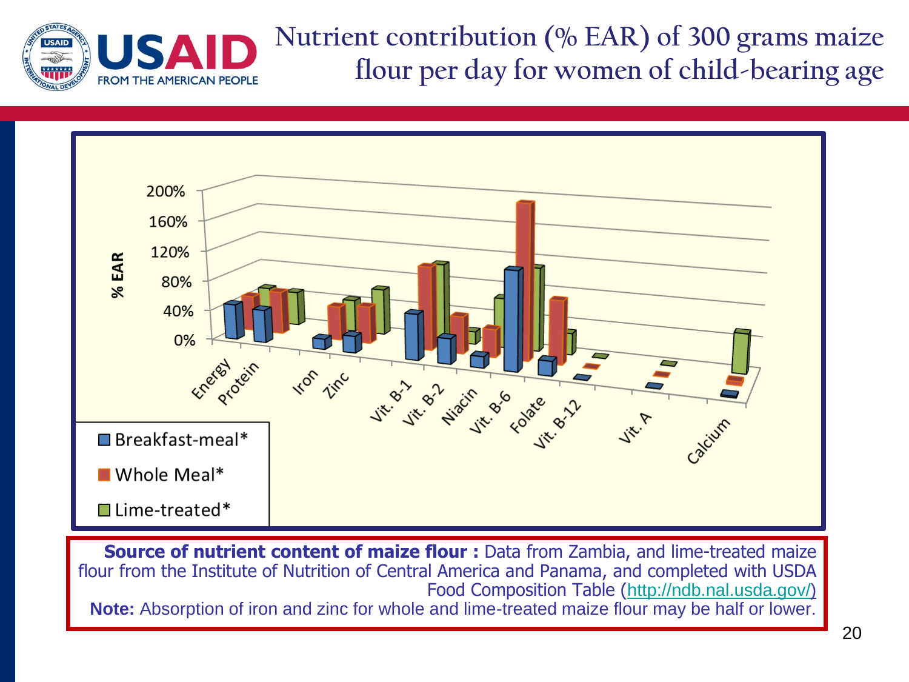# Nutrient contribution (% EAR) of 300 grams maize flour per day for women of child-bearing age

% EAR

200%
160%
120%
80%
40%
0%

Energy, Protein, Iron, Zinc, Vit. B-1, Vit. B-2, Niacin, Vit. B-6, Folate, Vit. B-12, Vit. A, Calcium

- Breakfast-meal*
- Whole Meal*
- Lime-treated*

**Source of nutrient content of maize flour :** Data from Zambia, and lime-treated maize flour from the Institute of Nutrition of Central America and Panama, and completed with USDA Food Composition Table (http://ndb.nal.usda.gov/)

**Note:** Absorption of iron and zinc for whole and lime-treated maize flour may be half or lower.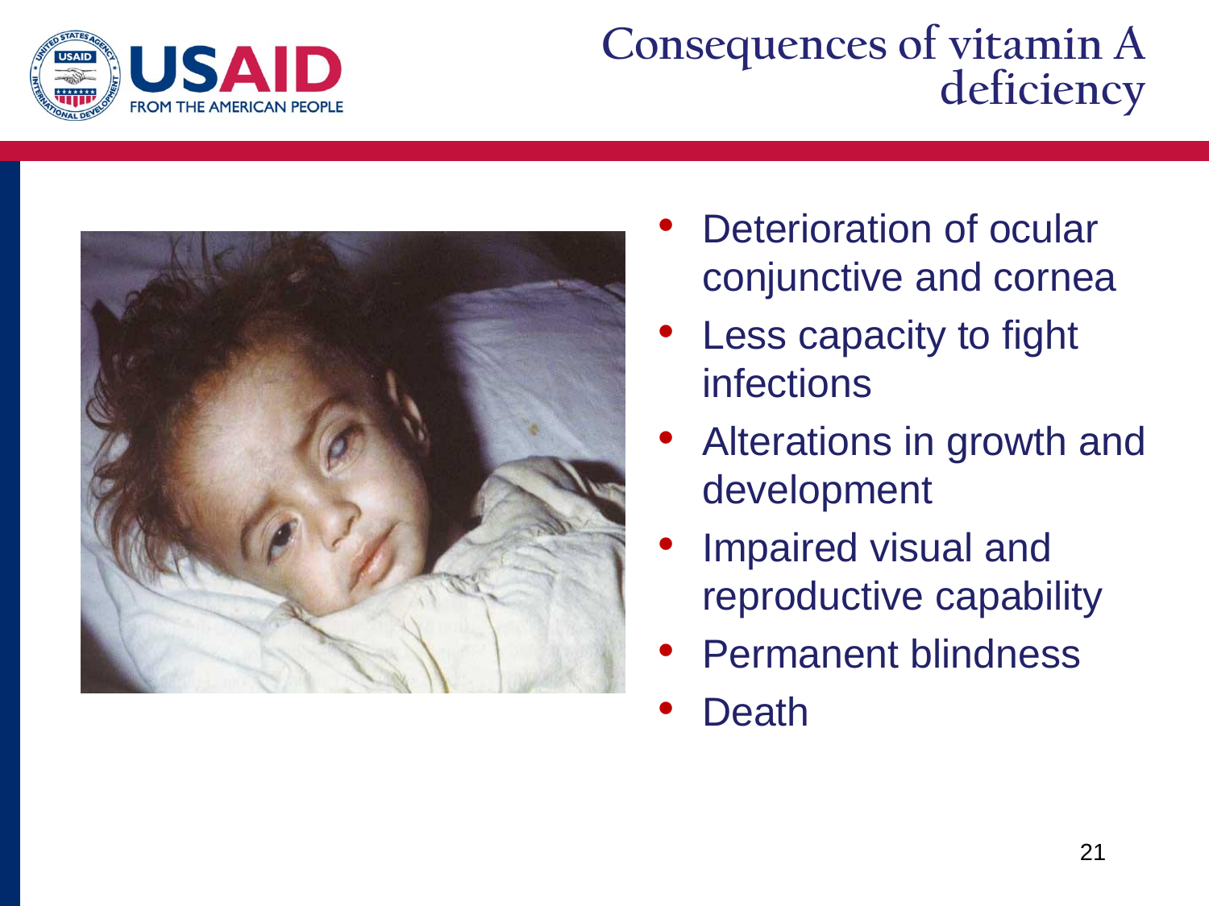# Consequences of vitamin A deficiency

- Deterioration of ocular conjunctive and cornea
- Less capacity to fight infections
- Alterations in growth and development
- Impaired visual and reproductive capability
- Permanent blindness
- Death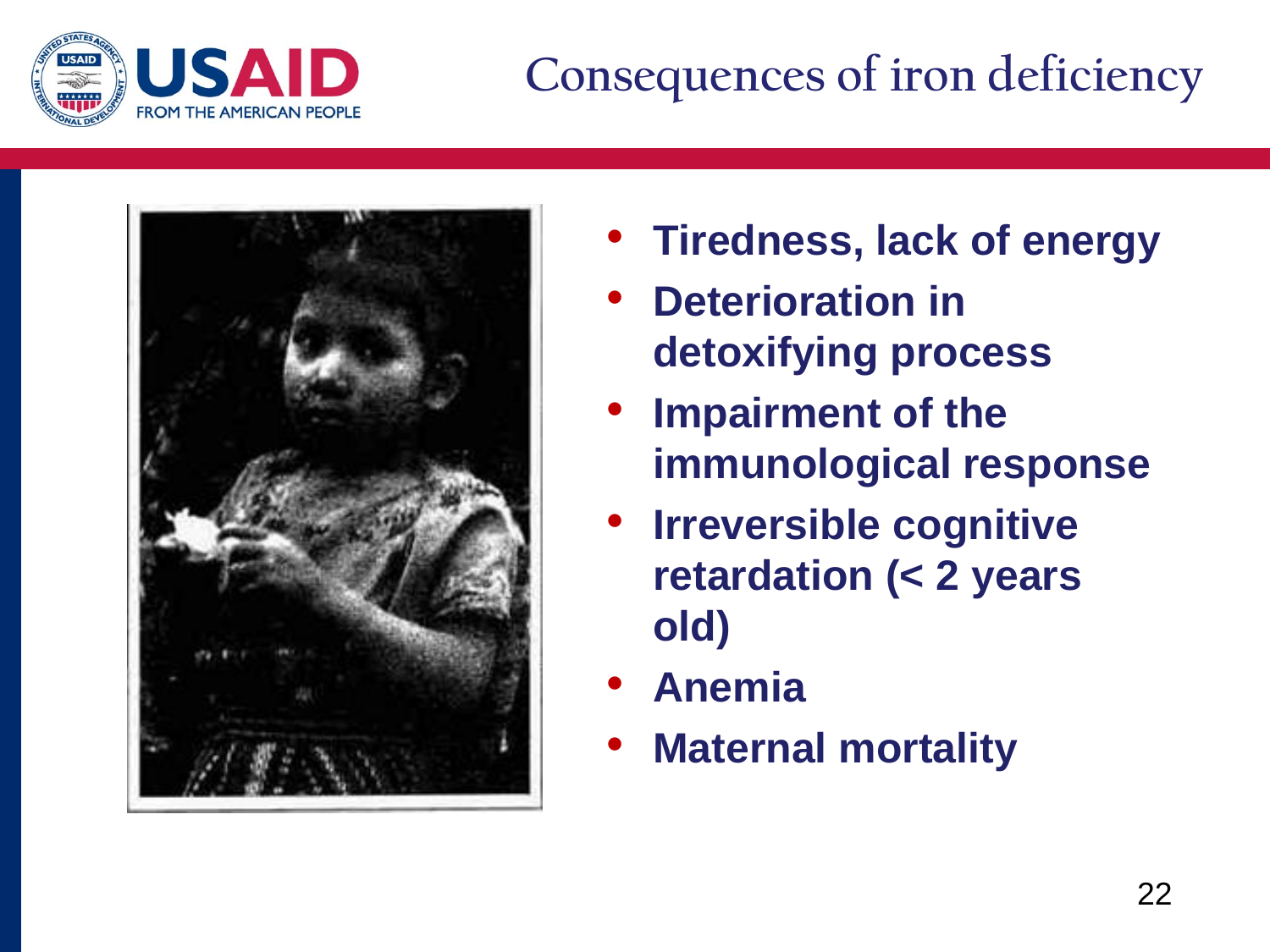# Consequences of iron deficiency

- **Tiredness, lack of energy**
- **Deterioration in detoxifying process**
- **Impairment of the immunological response**
- **Irreversible cognitive retardation (< 2 years old)**
- **Anemia**
- **Maternal mortality**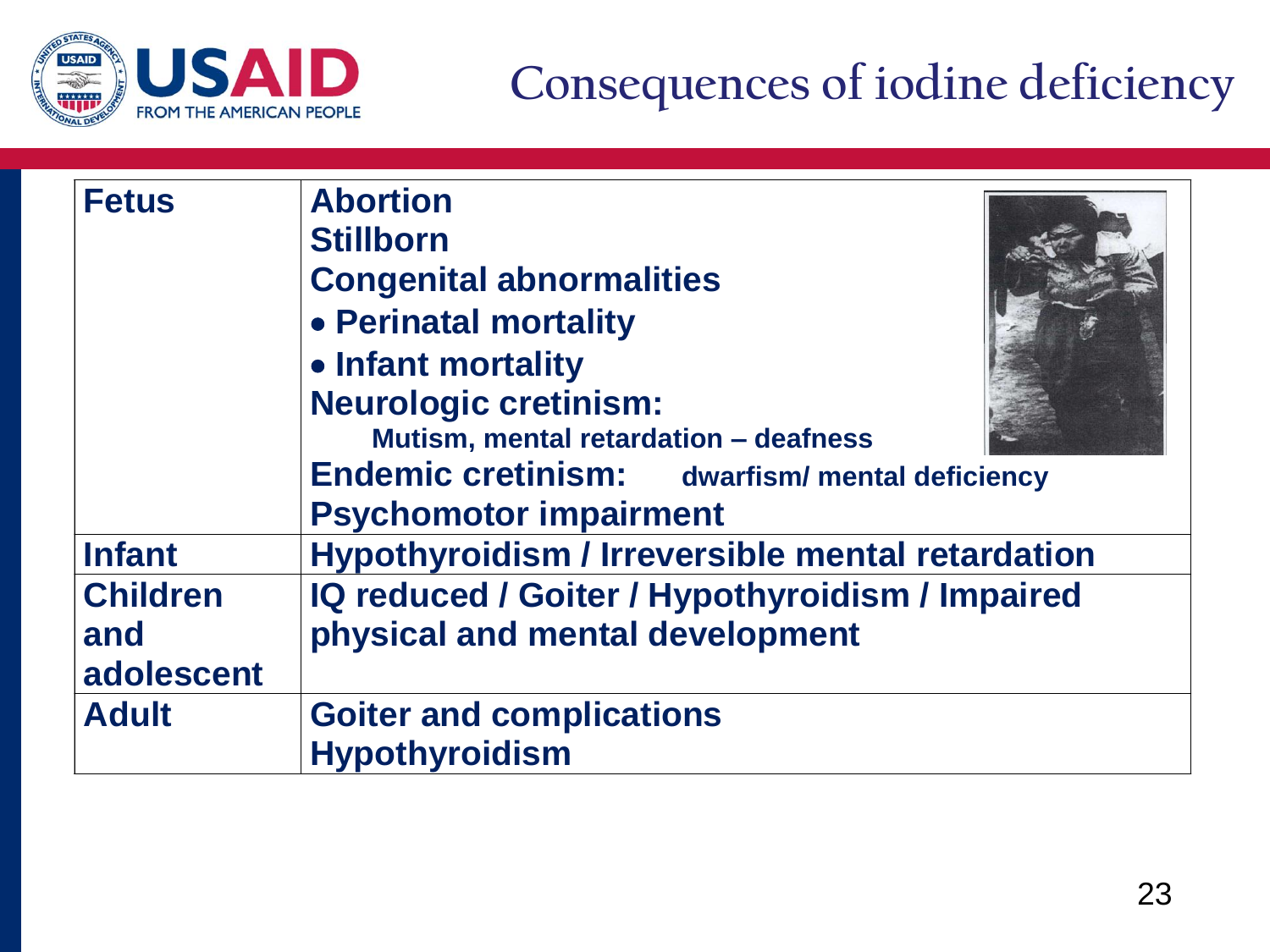# Consequences of iodine deficiency

| | |
|---|---|
| **Fetus** | **Abortion**<br>**Stillborn**<br>**Congenital abnormalities**<br>• **Perinatal mortality**<br>• **Infant mortality**<br>**Neurologic cretinism:**<br>**Mutism, mental retardation – deafness**<br>**Endemic cretinism:** **dwarfism/ mental deficiency**<br>**Psychomotor impairment** |
| **Infant** | **Hypothyroidism / Irreversible mental retardation** |
| **Children and adolescent** | **IQ reduced / Goiter / Hypothyroidism / Impaired physical and mental development** |
| **Adult** | **Goiter and complications**<br>**Hypothyroidism** |